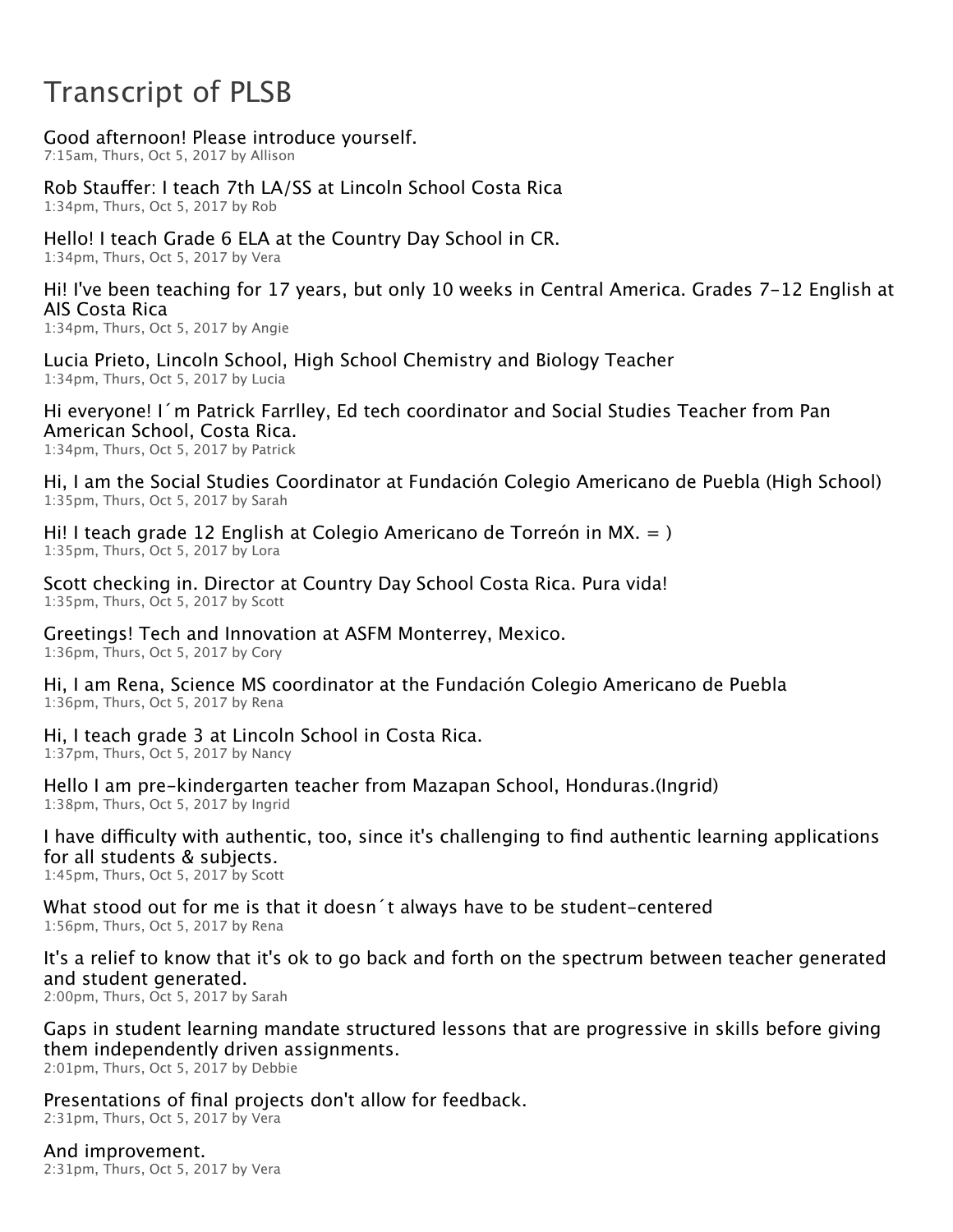# Transcript of PLSB

Good afternoon! Please introduce yourself.
7:15am, Thurs, Oct 5, 2017 by Allison

Rob Stauffer: I teach 7th LA/SS at Lincoln School Costa Rica
1:34pm, Thurs, Oct 5, 2017 by Rob

Hello! I teach Grade 6 ELA at the Country Day School in CR.
1:34pm, Thurs, Oct 5, 2017 by Vera

Hi! I've been teaching for 17 years, but only 10 weeks in Central America. Grades 7-12 English at AIS Costa Rica
1:34pm, Thurs, Oct 5, 2017 by Angie

Lucia Prieto, Lincoln School, High School Chemistry and Biology Teacher
1:34pm, Thurs, Oct 5, 2017 by Lucia

Hi everyone! I´m Patrick Farrlley, Ed tech coordinator and Social Studies Teacher from Pan American School, Costa Rica.
1:34pm, Thurs, Oct 5, 2017 by Patrick

Hi, I am the Social Studies Coordinator at Fundación Colegio Americano de Puebla (High School)
1:35pm, Thurs, Oct 5, 2017 by Sarah

Hi! I teach grade 12 English at Colegio Americano de Torreón in MX. = )
1:35pm, Thurs, Oct 5, 2017 by Lora

Scott checking in. Director at Country Day School Costa Rica. Pura vida!
1:35pm, Thurs, Oct 5, 2017 by Scott

Greetings! Tech and Innovation at ASFM Monterrey, Mexico.
1:36pm, Thurs, Oct 5, 2017 by Cory

Hi, I am Rena, Science MS coordinator at the Fundación Colegio Americano de Puebla
1:36pm, Thurs, Oct 5, 2017 by Rena

Hi, I teach grade 3 at Lincoln School in Costa Rica.
1:37pm, Thurs, Oct 5, 2017 by Nancy

Hello I am pre-kindergarten teacher from Mazapan School, Honduras.(Ingrid)
1:38pm, Thurs, Oct 5, 2017 by Ingrid

I have difficulty with authentic, too, since it's challenging to find authentic learning applications for all students & subjects.
1:45pm, Thurs, Oct 5, 2017 by Scott

What stood out for me is that it doesn´t always have to be student-centered
1:56pm, Thurs, Oct 5, 2017 by Rena

It's a relief to know that it's ok to go back and forth on the spectrum between teacher generated and student generated.
2:00pm, Thurs, Oct 5, 2017 by Sarah

Gaps in student learning mandate structured lessons that are progressive in skills before giving them independently driven assignments.
2:01pm, Thurs, Oct 5, 2017 by Debbie

Presentations of final projects don't allow for feedback.
2:31pm, Thurs, Oct 5, 2017 by Vera

And improvement.
2:31pm, Thurs, Oct 5, 2017 by Vera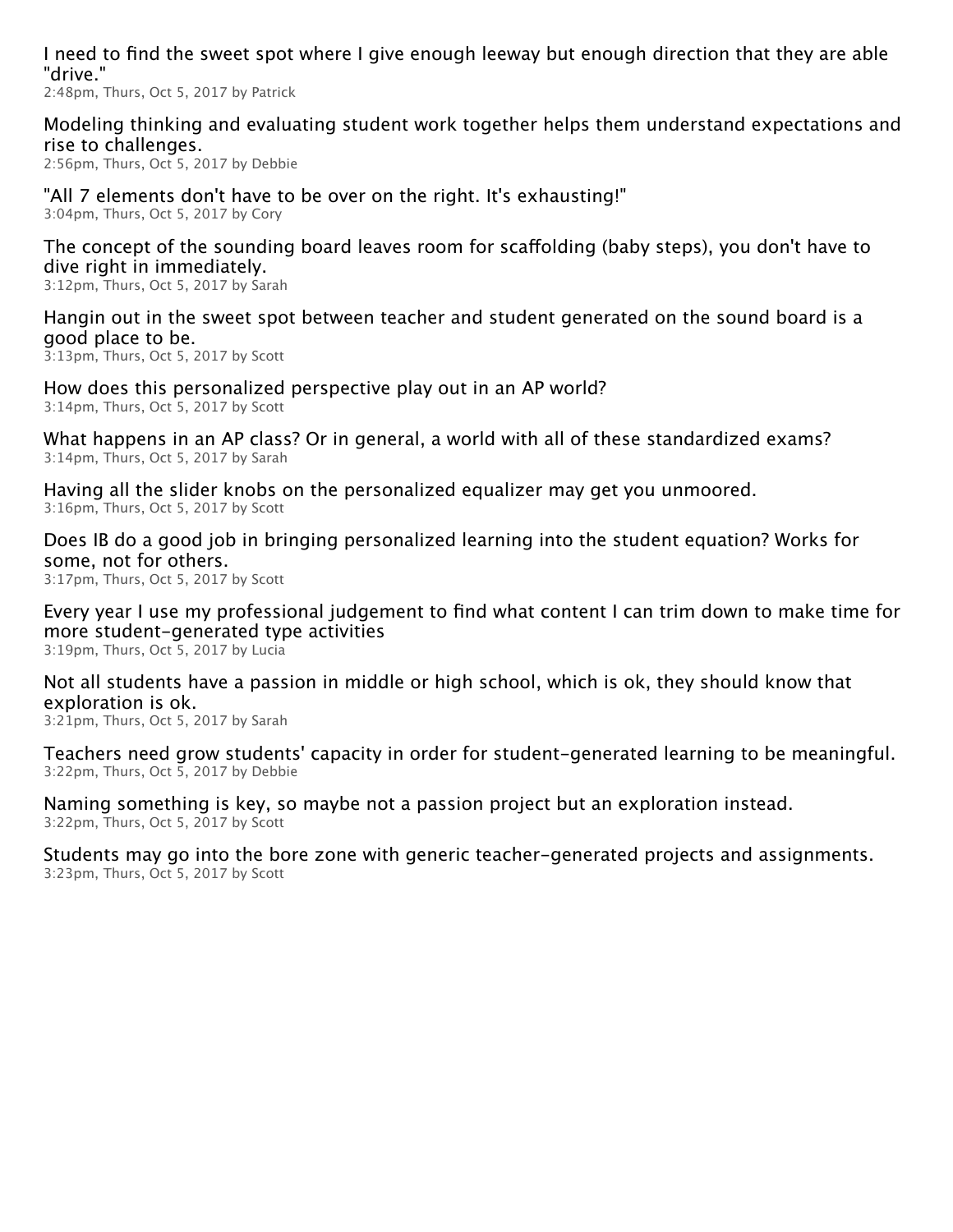I need to find the sweet spot where I give enough leeway but enough direction that they are able "drive."
2:48pm, Thurs, Oct 5, 2017 by Patrick

Modeling thinking and evaluating student work together helps them understand expectations and rise to challenges.
2:56pm, Thurs, Oct 5, 2017 by Debbie

"All 7 elements don't have to be over on the right. It's exhausting!"
3:04pm, Thurs, Oct 5, 2017 by Cory

The concept of the sounding board leaves room for scaffolding (baby steps), you don't have to dive right in immediately.
3:12pm, Thurs, Oct 5, 2017 by Sarah

Hangin out in the sweet spot between teacher and student generated on the sound board is a good place to be.
3:13pm, Thurs, Oct 5, 2017 by Scott

How does this personalized perspective play out in an AP world?
3:14pm, Thurs, Oct 5, 2017 by Scott

What happens in an AP class? Or in general, a world with all of these standardized exams?
3:14pm, Thurs, Oct 5, 2017 by Sarah

Having all the slider knobs on the personalized equalizer may get you unmoored.
3:16pm, Thurs, Oct 5, 2017 by Scott

Does IB do a good job in bringing personalized learning into the student equation? Works for some, not for others.
3:17pm, Thurs, Oct 5, 2017 by Scott

Every year I use my professional judgement to find what content I can trim down to make time for more student-generated type activities
3:19pm, Thurs, Oct 5, 2017 by Lucia

Not all students have a passion in middle or high school, which is ok, they should know that exploration is ok.
3:21pm, Thurs, Oct 5, 2017 by Sarah

Teachers need grow students' capacity in order for student-generated learning to be meaningful.
3:22pm, Thurs, Oct 5, 2017 by Debbie

Naming something is key, so maybe not a passion project but an exploration instead.
3:22pm, Thurs, Oct 5, 2017 by Scott

Students may go into the bore zone with generic teacher-generated projects and assignments.
3:23pm, Thurs, Oct 5, 2017 by Scott